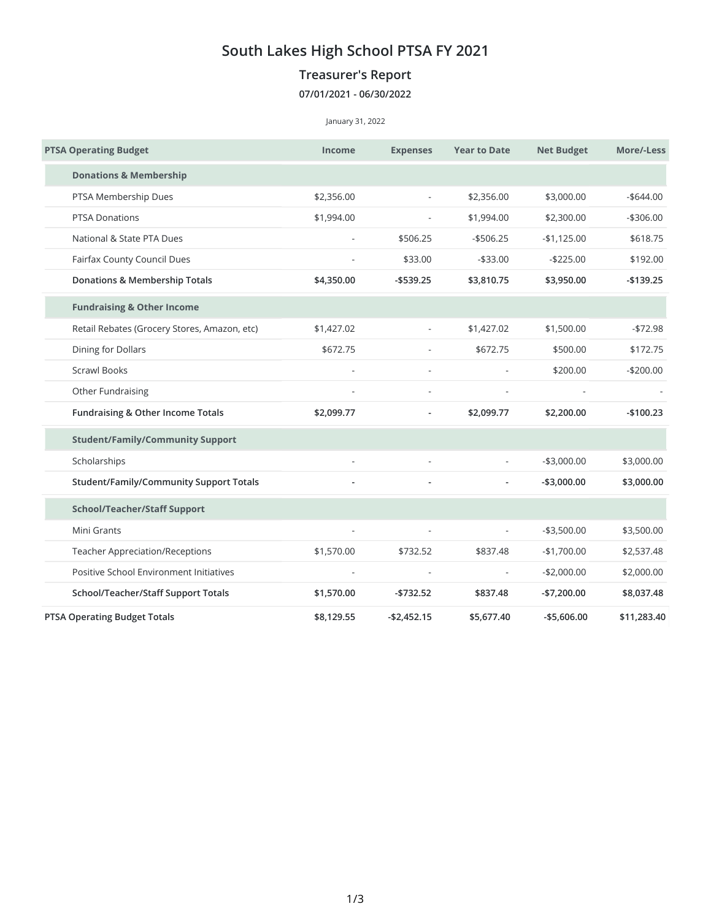# South Lakes High School PTSA FY 2021

## Treasurer's Report

### 07/01/2021 - 06/30/2022

January 31, 2022

| PTSA Operating Budget | Income | Expenses | Year to Date | Net Budget | More/-Less |
|---|---|---|---|---|---|
| **Donations & Membership** | | | | | |
| PTSA Membership Dues | $2,356.00 | - | $2,356.00 | $3,000.00 | -$644.00 |
| PTSA Donations | $1,994.00 | - | $1,994.00 | $2,300.00 | -$306.00 |
| National & State PTA Dues | - | $506.25 | -$506.25 | -$1,125.00 | $618.75 |
| Fairfax County Council Dues | - | $33.00 | -$33.00 | -$225.00 | $192.00 |
| **Donations & Membership Totals** | **$4,350.00** | **-$539.25** | **$3,810.75** | **$3,950.00** | **-$139.25** |
| **Fundraising & Other Income** | | | | | |
| Retail Rebates (Grocery Stores, Amazon, etc) | $1,427.02 | - | $1,427.02 | $1,500.00 | -$72.98 |
| Dining for Dollars | $672.75 | - | $672.75 | $500.00 | $172.75 |
| Scrawl Books | - | - | - | $200.00 | -$200.00 |
| Other Fundraising | - | - | - | - | - |
| **Fundraising & Other Income Totals** | **$2,099.77** | **-** | **$2,099.77** | **$2,200.00** | **-$100.23** |
| **Student/Family/Community Support** | | | | | |
| Scholarships | - | - | - | -$3,000.00 | $3,000.00 |
| **Student/Family/Community Support Totals** | **-** | **-** | **-** | **-$3,000.00** | **$3,000.00** |
| **School/Teacher/Staff Support** | | | | | |
| Mini Grants | - | - | - | -$3,500.00 | $3,500.00 |
| Teacher Appreciation/Receptions | $1,570.00 | $732.52 | $837.48 | -$1,700.00 | $2,537.48 |
| Positive School Environment Initiatives | - | - | - | -$2,000.00 | $2,000.00 |
| **School/Teacher/Staff Support Totals** | **$1,570.00** | **-$732.52** | **$837.48** | **-$7,200.00** | **$8,037.48** |
| **PTSA Operating Budget Totals** | **$8,129.55** | **-$2,452.15** | **$5,677.40** | **-$5,606.00** | **$11,283.40** |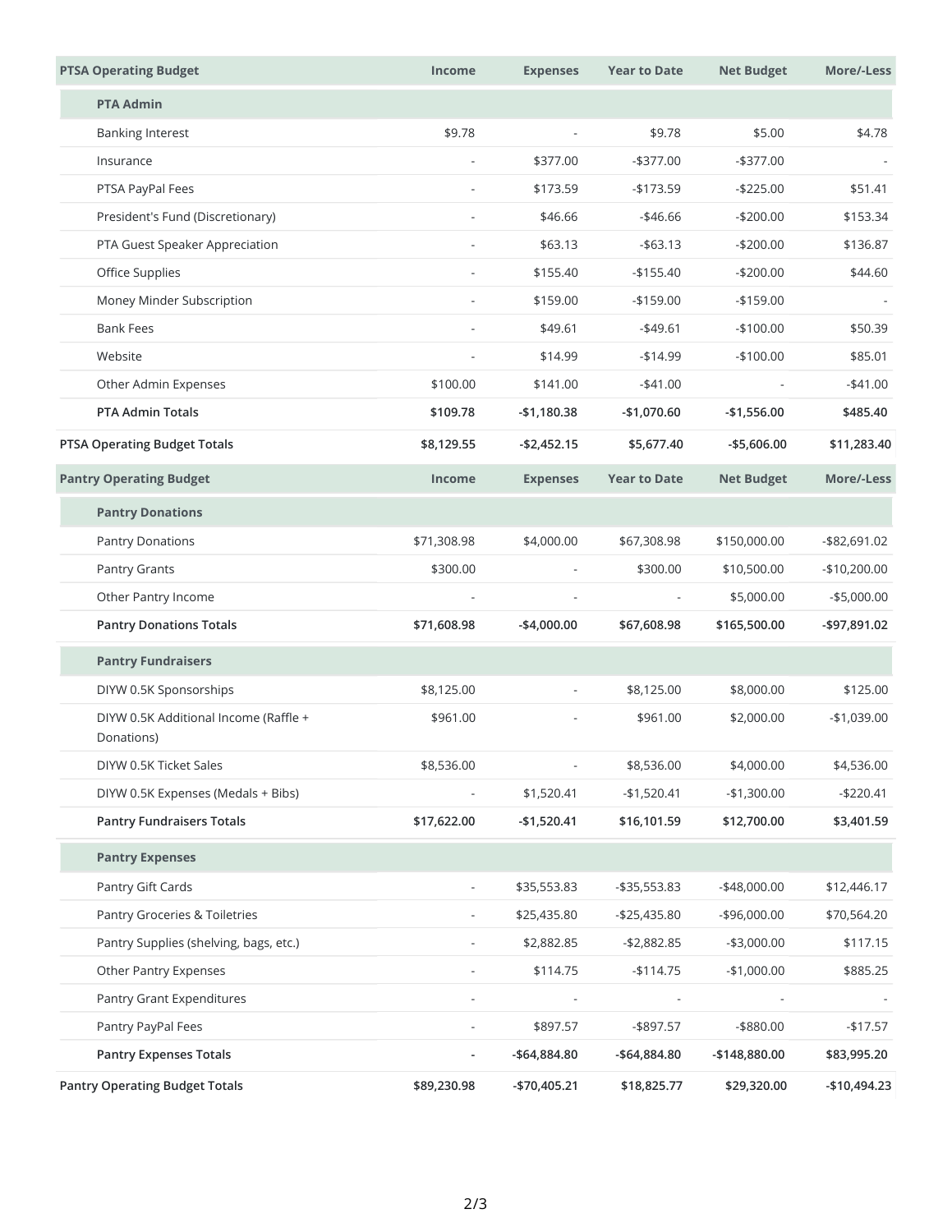| PTSA Operating Budget | Income | Expenses | Year to Date | Net Budget | More/-Less |
|---|---|---|---|---|---|
| **PTA Admin** | | | | | |
| Banking Interest | $9.78 | - | $9.78 | $5.00 | $4.78 |
| Insurance | - | $377.00 | -$377.00 | -$377.00 | - |
| PTSA PayPal Fees | - | $173.59 | -$173.59 | -$225.00 | $51.41 |
| President's Fund (Discretionary) | - | $46.66 | -$46.66 | -$200.00 | $153.34 |
| PTA Guest Speaker Appreciation | - | $63.13 | -$63.13 | -$200.00 | $136.87 |
| Office Supplies | - | $155.40 | -$155.40 | -$200.00 | $44.60 |
| Money Minder Subscription | - | $159.00 | -$159.00 | -$159.00 | - |
| Bank Fees | - | $49.61 | -$49.61 | -$100.00 | $50.39 |
| Website | - | $14.99 | -$14.99 | -$100.00 | $85.01 |
| Other Admin Expenses | $100.00 | $141.00 | -$41.00 | - | -$41.00 |
| **PTA Admin Totals** | **$109.78** | **-$1,180.38** | **-$1,070.60** | **-$1,556.00** | **$485.40** |
| **PTSA Operating Budget Totals** | **$8,129.55** | **-$2,452.15** | **$5,677.40** | **-$5,606.00** | **$11,283.40** |

| Pantry Operating Budget | Income | Expenses | Year to Date | Net Budget | More/-Less |
|---|---|---|---|---|---|
| **Pantry Donations** | | | | | |
| Pantry Donations | $71,308.98 | $4,000.00 | $67,308.98 | $150,000.00 | -$82,691.02 |
| Pantry Grants | $300.00 | - | $300.00 | $10,500.00 | -$10,200.00 |
| Other Pantry Income | - | - | - | $5,000.00 | -$5,000.00 |
| **Pantry Donations Totals** | **$71,608.98** | **-$4,000.00** | **$67,608.98** | **$165,500.00** | **-$97,891.02** |
| **Pantry Fundraisers** | | | | | |
| DIYW 0.5K Sponsorships | $8,125.00 | - | $8,125.00 | $8,000.00 | $125.00 |
| DIYW 0.5K Additional Income (Raffle + Donations) | $961.00 | - | $961.00 | $2,000.00 | -$1,039.00 |
| DIYW 0.5K Ticket Sales | $8,536.00 | - | $8,536.00 | $4,000.00 | $4,536.00 |
| DIYW 0.5K Expenses (Medals + Bibs) | - | $1,520.41 | -$1,520.41 | -$1,300.00 | -$220.41 |
| **Pantry Fundraisers Totals** | **$17,622.00** | **-$1,520.41** | **$16,101.59** | **$12,700.00** | **$3,401.59** |
| **Pantry Expenses** | | | | | |
| Pantry Gift Cards | - | $35,553.83 | -$35,553.83 | -$48,000.00 | $12,446.17 |
| Pantry Groceries & Toiletries | - | $25,435.80 | -$25,435.80 | -$96,000.00 | $70,564.20 |
| Pantry Supplies (shelving, bags, etc.) | - | $2,882.85 | -$2,882.85 | -$3,000.00 | $117.15 |
| Other Pantry Expenses | - | $114.75 | -$114.75 | -$1,000.00 | $885.25 |
| Pantry Grant Expenditures | - | - | - | - | - |
| Pantry PayPal Fees | - | $897.57 | -$897.57 | -$880.00 | -$17.57 |
| **Pantry Expenses Totals** | **-** | **-$64,884.80** | **-$64,884.80** | **-$148,880.00** | **$83,995.20** |
| **Pantry Operating Budget Totals** | **$89,230.98** | **-$70,405.21** | **$18,825.77** | **$29,320.00** | **-$10,494.23** |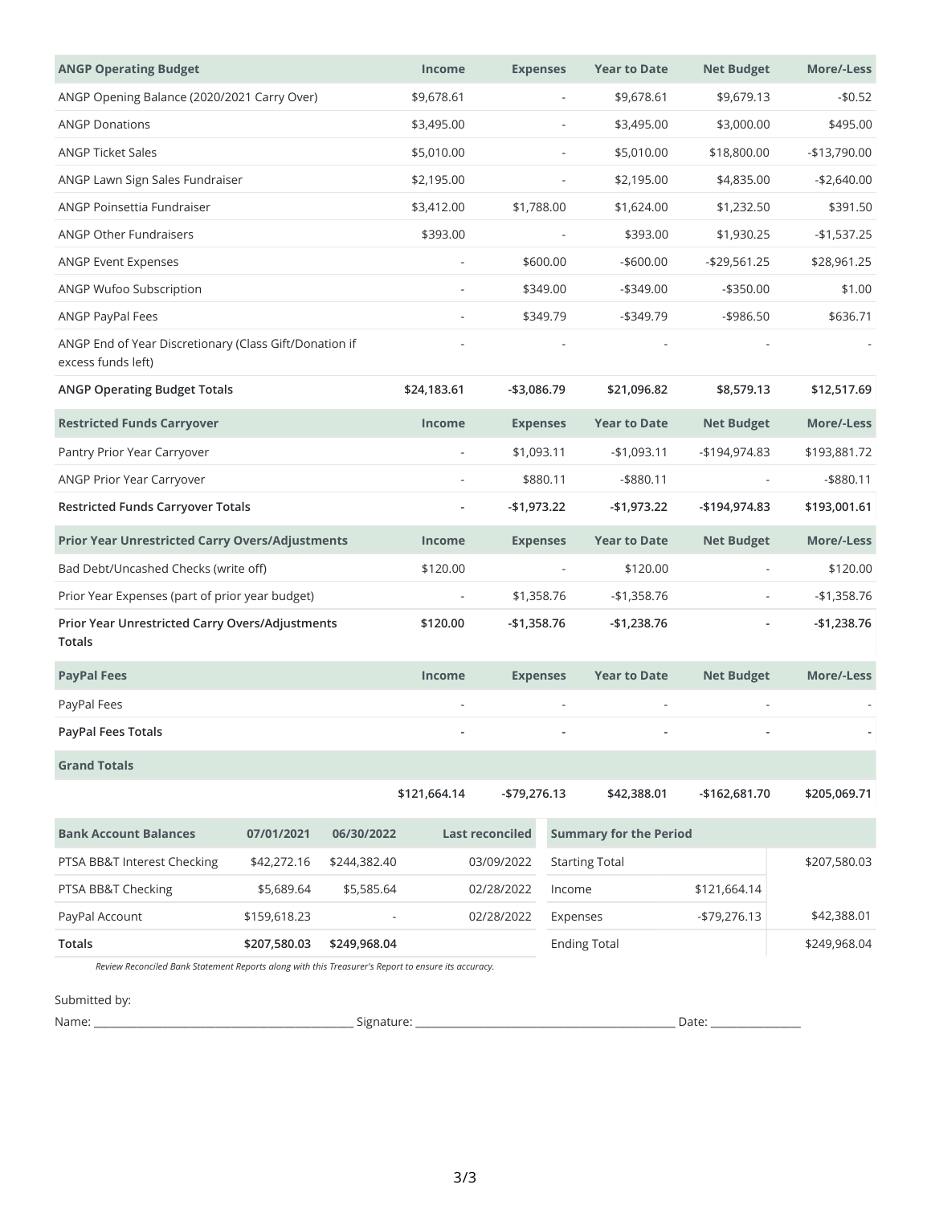| ANGP Operating Budget | Income | Expenses | Year to Date | Net Budget | More/-Less |
|---|---|---|---|---|---|
| ANGP Opening Balance (2020/2021 Carry Over) | $9,678.61 | - | $9,678.61 | $9,679.13 | -$0.52 |
| ANGP Donations | $3,495.00 | - | $3,495.00 | $3,000.00 | $495.00 |
| ANGP Ticket Sales | $5,010.00 | - | $5,010.00 | $18,800.00 | -$13,790.00 |
| ANGP Lawn Sign Sales Fundraiser | $2,195.00 | - | $2,195.00 | $4,835.00 | -$2,640.00 |
| ANGP Poinsettia Fundraiser | $3,412.00 | $1,788.00 | $1,624.00 | $1,232.50 | $391.50 |
| ANGP Other Fundraisers | $393.00 | - | $393.00 | $1,930.25 | -$1,537.25 |
| ANGP Event Expenses | - | $600.00 | -$600.00 | -$29,561.25 | $28,961.25 |
| ANGP Wufoo Subscription | - | $349.00 | -$349.00 | -$350.00 | $1.00 |
| ANGP PayPal Fees | - | $349.79 | -$349.79 | -$986.50 | $636.71 |
| ANGP End of Year Discretionary (Class Gift/Donation if excess funds left) | - | - | - | - | - |
| **ANGP Operating Budget Totals** | **$24,183.61** | **-$3,086.79** | **$21,096.82** | **$8,579.13** | **$12,517.69** |

| Restricted Funds Carryover | Income | Expenses | Year to Date | Net Budget | More/-Less |
|---|---|---|---|---|---|
| Pantry Prior Year Carryover | - | $1,093.11 | -$1,093.11 | -$194,974.83 | $193,881.72 |
| ANGP Prior Year Carryover | - | $880.11 | -$880.11 | - | -$880.11 |
| **Restricted Funds Carryover Totals** | **-** | **-$1,973.22** | **-$1,973.22** | **-$194,974.83** | **$193,001.61** |

| Prior Year Unrestricted Carry Overs/Adjustments | Income | Expenses | Year to Date | Net Budget | More/-Less |
|---|---|---|---|---|---|
| Bad Debt/Uncashed Checks (write off) | $120.00 | - | $120.00 | - | $120.00 |
| Prior Year Expenses (part of prior year budget) | - | $1,358.76 | -$1,358.76 | - | -$1,358.76 |
| **Prior Year Unrestricted Carry Overs/Adjustments Totals** | **$120.00** | **-$1,358.76** | **-$1,238.76** | **-** | **-$1,238.76** |

| PayPal Fees | Income | Expenses | Year to Date | Net Budget | More/-Less |
|---|---|---|---|---|---|
| PayPal Fees | - | - | - | - | - |
| **PayPal Fees Totals** | **-** | **-** | **-** | **-** | **-** |

| Grand Totals | Income | Expenses | Year to Date | Net Budget | More/-Less |
|---|---|---|---|---|---|
| | **$121,664.14** | **-$79,276.13** | **$42,388.01** | **-$162,681.70** | **$205,069.71** |

| Bank Account Balances | 07/01/2021 | 06/30/2022 | Last reconciled |
|---|---|---|---|
| PTSA BB&T Interest Checking | $42,272.16 | $244,382.40 | 03/09/2022 |
| PTSA BB&T Checking | $5,689.64 | $5,585.64 | 02/28/2022 |
| PayPal Account | $159,618.23 | - | 02/28/2022 |
| **Totals** | **$207,580.03** | **$249,968.04** | |

| Summary for the Period | | |
|---|---|---|
| Starting Total | | $207,580.03 |
| Income | $121,664.14 | |
| Expenses | -$79,276.13 | $42,388.01 |
| Ending Total | | $249,968.04 |

*Review Reconciled Bank Statement Reports along with this Treasurer's Report to ensure its accuracy.*

Submitted by:

Name: ______________________________ Signature: ______________________________ Date: ______________